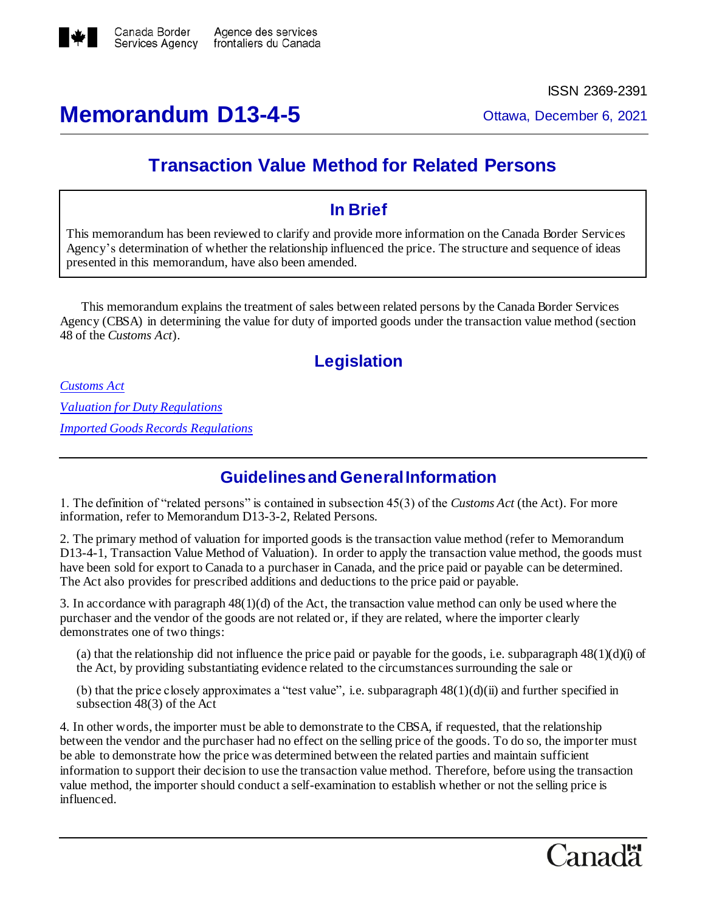Canada Border Services Agency Agence des services frontaliers du Canada

ISSN 2369-2391

# Memorandum D13-4-5

Ottawa, December 6, 2021

## Transaction Value Method for Related Persons

### In Brief

This memorandum has been reviewed to clarify and provide more information on the Canada Border Services Agency's determination of whether the relationship influenced the price. The structure and sequence of ideas presented in this memorandum, have also been amended.

This memorandum explains the treatment of sales between related persons by the Canada Border Services Agency (CBSA) in determining the value for duty of imported goods under the transaction value method (section 48 of the *Customs Act*).

## Legislation

*Customs Act*

*Valuation for Duty Regulations*

*Imported Goods Records Regulations*

## Guidelines and General Information

1. The definition of "related persons" is contained in subsection 45(3) of the *Customs Act* (the Act). For more information, refer to Memorandum D13-3-2, Related Persons.

2. The primary method of valuation for imported goods is the transaction value method (refer to Memorandum D13-4-1, Transaction Value Method of Valuation). In order to apply the transaction value method, the goods must have been sold for export to Canada to a purchaser in Canada, and the price paid or payable can be determined. The Act also provides for prescribed additions and deductions to the price paid or payable.

3. In accordance with paragraph 48(1)(d) of the Act, the transaction value method can only be used where the purchaser and the vendor of the goods are not related or, if they are related, where the importer clearly demonstrates one of two things:

(a) that the relationship did not influence the price paid or payable for the goods, i.e. subparagraph 48(1)(d)(i) of the Act, by providing substantiating evidence related to the circumstances surrounding the sale or

(b) that the price closely approximates a "test value", i.e. subparagraph 48(1)(d)(ii) and further specified in subsection 48(3) of the Act

4. In other words, the importer must be able to demonstrate to the CBSA, if requested, that the relationship between the vendor and the purchaser had no effect on the selling price of the goods. To do so, the importer must be able to demonstrate how the price was determined between the related parties and maintain sufficient information to support their decision to use the transaction value method. Therefore, before using the transaction value method, the importer should conduct a self-examination to establish whether or not the selling price is influenced.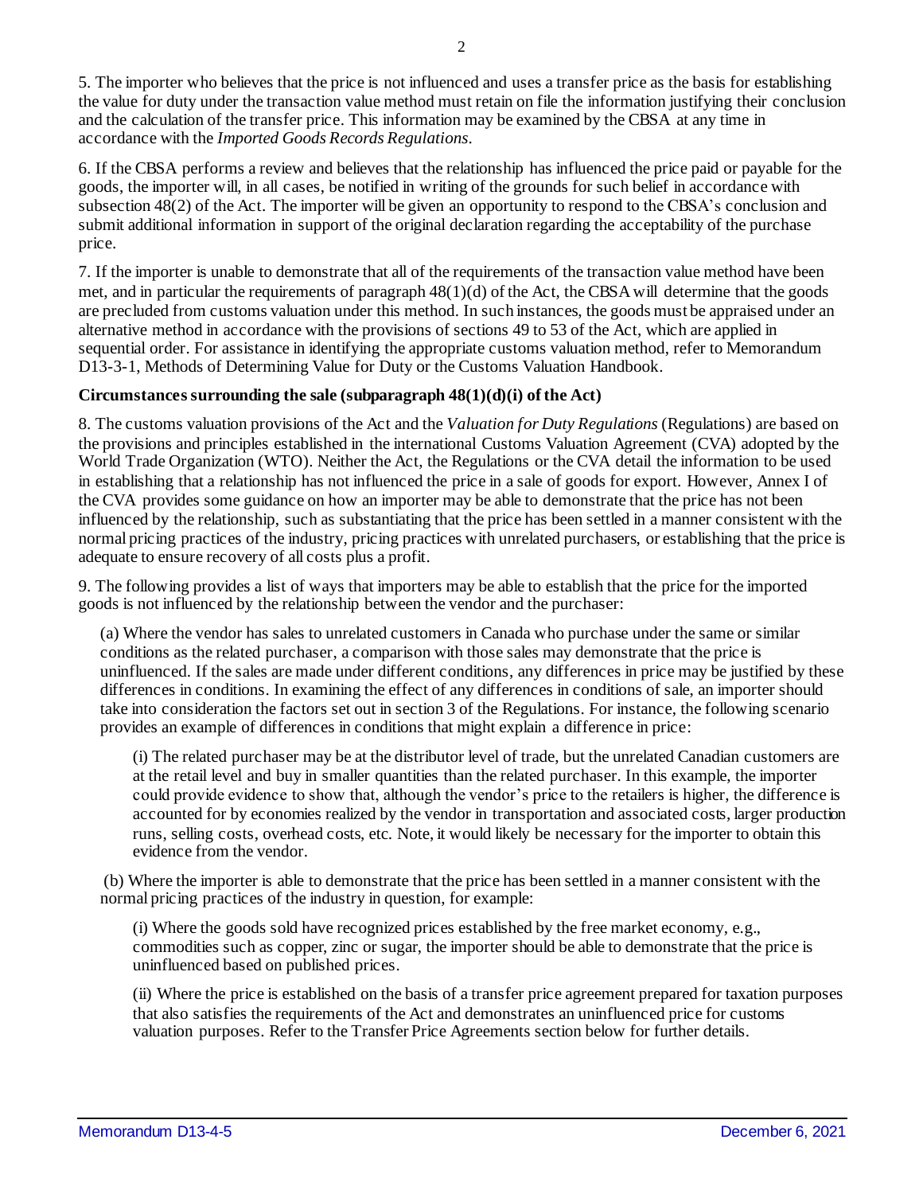5. The importer who believes that the price is not influenced and uses a transfer price as the basis for establishing the value for duty under the transaction value method must retain on file the information justifying their conclusion and the calculation of the transfer price. This information may be examined by the CBSA at any time in accordance with the *Imported Goods Records Regulations*.

6. If the CBSA performs a review and believes that the relationship has influenced the price paid or payable for the goods, the importer will, in all cases, be notified in writing of the grounds for such belief in accordance with subsection 48(2) of the Act. The importer will be given an opportunity to respond to the CBSA's conclusion and submit additional information in support of the original declaration regarding the acceptability of the purchase price.

7. If the importer is unable to demonstrate that all of the requirements of the transaction value method have been met, and in particular the requirements of paragraph 48(1)(d) of the Act, the CBSA will determine that the goods are precluded from customs valuation under this method. In such instances, the goods must be appraised under an alternative method in accordance with the provisions of sections 49 to 53 of the Act, which are applied in sequential order. For assistance in identifying the appropriate customs valuation method, refer to Memorandum D13-3-1, Methods of Determining Value for Duty or the Customs Valuation Handbook.

**Circumstances surrounding the sale (subparagraph 48(1)(d)(i) of the Act)**

8. The customs valuation provisions of the Act and the *Valuation for Duty Regulations* (Regulations) are based on the provisions and principles established in the international Customs Valuation Agreement (CVA) adopted by the World Trade Organization (WTO). Neither the Act, the Regulations or the CVA detail the information to be used in establishing that a relationship has not influenced the price in a sale of goods for export. However, Annex I of the CVA provides some guidance on how an importer may be able to demonstrate that the price has not been influenced by the relationship, such as substantiating that the price has been settled in a manner consistent with the normal pricing practices of the industry, pricing practices with unrelated purchasers, or establishing that the price is adequate to ensure recovery of all costs plus a profit.

9. The following provides a list of ways that importers may be able to establish that the price for the imported goods is not influenced by the relationship between the vendor and the purchaser:

(a) Where the vendor has sales to unrelated customers in Canada who purchase under the same or similar conditions as the related purchaser, a comparison with those sales may demonstrate that the price is uninfluenced. If the sales are made under different conditions, any differences in price may be justified by these differences in conditions. In examining the effect of any differences in conditions of sale, an importer should take into consideration the factors set out in section 3 of the Regulations. For instance, the following scenario provides an example of differences in conditions that might explain a difference in price:

(i) The related purchaser may be at the distributor level of trade, but the unrelated Canadian customers are at the retail level and buy in smaller quantities than the related purchaser. In this example, the importer could provide evidence to show that, although the vendor's price to the retailers is higher, the difference is accounted for by economies realized by the vendor in transportation and associated costs, larger production runs, selling costs, overhead costs, etc. Note, it would likely be necessary for the importer to obtain this evidence from the vendor.

(b) Where the importer is able to demonstrate that the price has been settled in a manner consistent with the normal pricing practices of the industry in question, for example:

(i) Where the goods sold have recognized prices established by the free market economy, e.g., commodities such as copper, zinc or sugar, the importer should be able to demonstrate that the price is uninfluenced based on published prices.

(ii) Where the price is established on the basis of a transfer price agreement prepared for taxation purposes that also satisfies the requirements of the Act and demonstrates an uninfluenced price for customs valuation purposes. Refer to the Transfer Price Agreements section below for further details.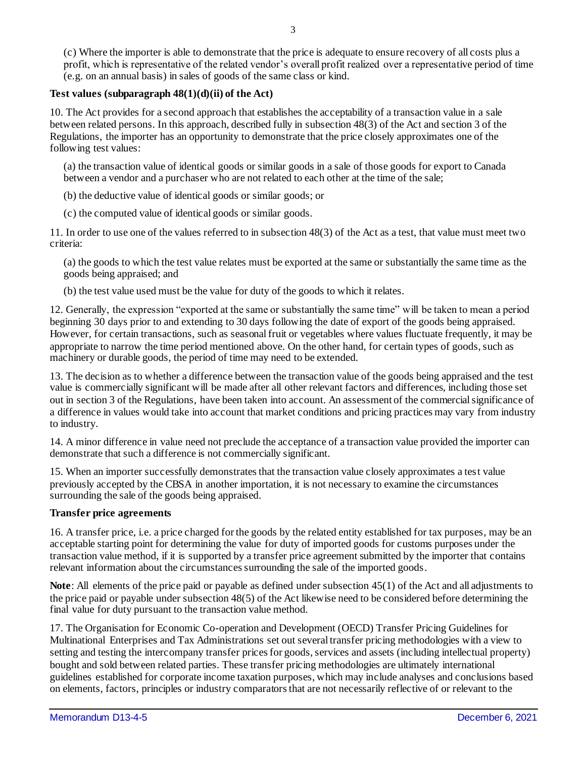(c) Where the importer is able to demonstrate that the price is adequate to ensure recovery of all costs plus a profit, which is representative of the related vendor's overall profit realized over a representative period of time (e.g. on an annual basis) in sales of goods of the same class or kind.

**Test values (subparagraph 48(1)(d)(ii) of the Act)**

10. The Act provides for a second approach that establishes the acceptability of a transaction value in a sale between related persons. In this approach, described fully in subsection 48(3) of the Act and section 3 of the Regulations, the importer has an opportunity to demonstrate that the price closely approximates one of the following test values:

(a) the transaction value of identical goods or similar goods in a sale of those goods for export to Canada between a vendor and a purchaser who are not related to each other at the time of the sale;

(b) the deductive value of identical goods or similar goods; or

(c) the computed value of identical goods or similar goods.

11. In order to use one of the values referred to in subsection 48(3) of the Act as a test, that value must meet two criteria:

(a) the goods to which the test value relates must be exported at the same or substantially the same time as the goods being appraised; and

(b) the test value used must be the value for duty of the goods to which it relates.

12. Generally, the expression "exported at the same or substantially the same time" will be taken to mean a period beginning 30 days prior to and extending to 30 days following the date of export of the goods being appraised. However, for certain transactions, such as seasonal fruit or vegetables where values fluctuate frequently, it may be appropriate to narrow the time period mentioned above. On the other hand, for certain types of goods, such as machinery or durable goods, the period of time may need to be extended.

13. The decision as to whether a difference between the transaction value of the goods being appraised and the test value is commercially significant will be made after all other relevant factors and differences, including those set out in section 3 of the Regulations, have been taken into account. An assessment of the commercial significance of a difference in values would take into account that market conditions and pricing practices may vary from industry to industry.

14. A minor difference in value need not preclude the acceptance of a transaction value provided the importer can demonstrate that such a difference is not commercially significant.

15. When an importer successfully demonstrates that the transaction value closely approximates a test value previously accepted by the CBSA in another importation, it is not necessary to examine the circumstances surrounding the sale of the goods being appraised.

**Transfer price agreements**

16. A transfer price, i.e. a price charged for the goods by the related entity established for tax purposes, may be an acceptable starting point for determining the value for duty of imported goods for customs purposes under the transaction value method, if it is supported by a transfer price agreement submitted by the importer that contains relevant information about the circumstances surrounding the sale of the imported goods.

**Note**: All elements of the price paid or payable as defined under subsection 45(1) of the Act and all adjustments to the price paid or payable under subsection 48(5) of the Act likewise need to be considered before determining the final value for duty pursuant to the transaction value method.

17. The Organisation for Economic Co-operation and Development (OECD) Transfer Pricing Guidelines for Multinational Enterprises and Tax Administrations set out several transfer pricing methodologies with a view to setting and testing the intercompany transfer prices for goods, services and assets (including intellectual property) bought and sold between related parties. These transfer pricing methodologies are ultimately international guidelines established for corporate income taxation purposes, which may include analyses and conclusions based on elements, factors, principles or industry comparators that are not necessarily reflective of or relevant to the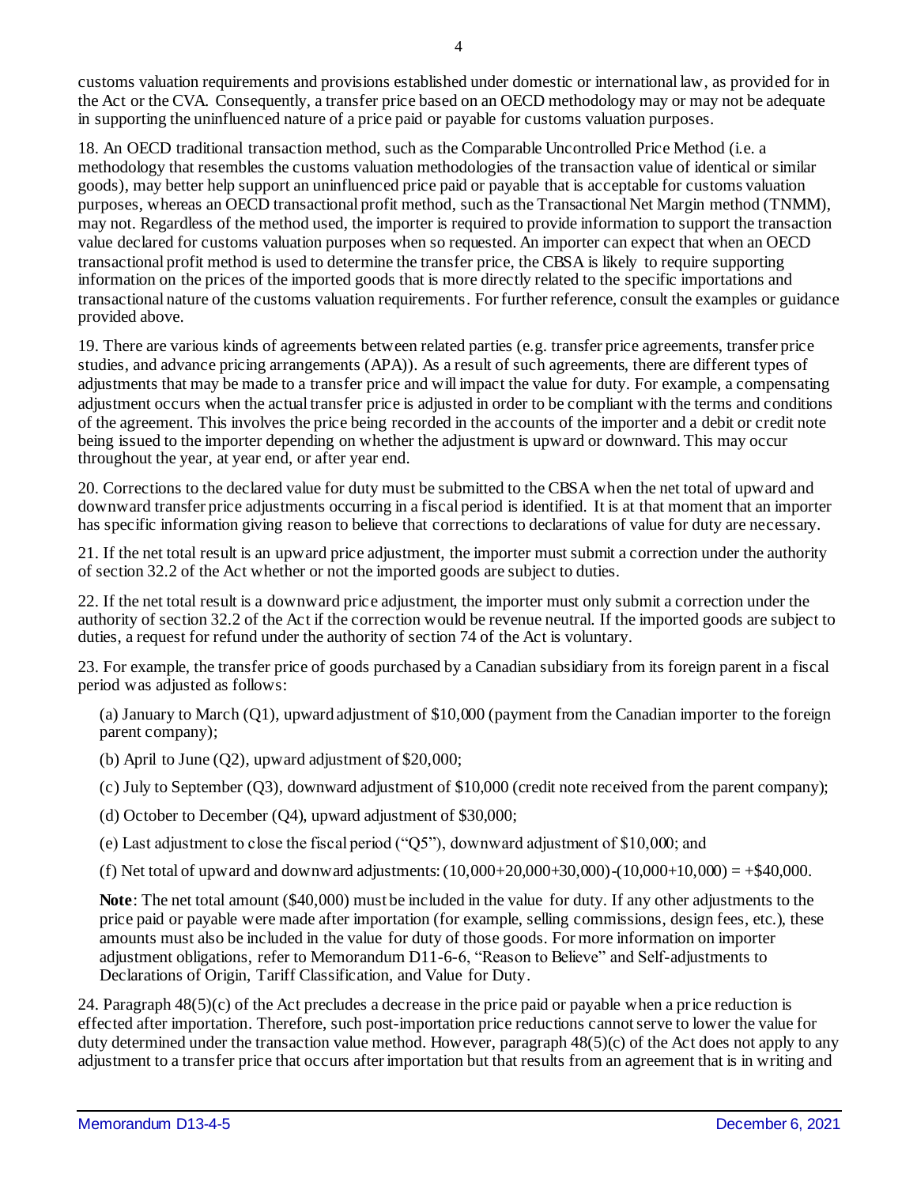customs valuation requirements and provisions established under domestic or international law, as provided for in the Act or the CVA. Consequently, a transfer price based on an OECD methodology may or may not be adequate in supporting the uninfluenced nature of a price paid or payable for customs valuation purposes.

18. An OECD traditional transaction method, such as the Comparable Uncontrolled Price Method (i.e. a methodology that resembles the customs valuation methodologies of the transaction value of identical or similar goods), may better help support an uninfluenced price paid or payable that is acceptable for customs valuation purposes, whereas an OECD transactional profit method, such as the Transactional Net Margin method (TNMM), may not. Regardless of the method used, the importer is required to provide information to support the transaction value declared for customs valuation purposes when so requested. An importer can expect that when an OECD transactional profit method is used to determine the transfer price, the CBSA is likely to require supporting information on the prices of the imported goods that is more directly related to the specific importations and transactional nature of the customs valuation requirements. For further reference, consult the examples or guidance provided above.

19. There are various kinds of agreements between related parties (e.g. transfer price agreements, transfer price studies, and advance pricing arrangements (APA)). As a result of such agreements, there are different types of adjustments that may be made to a transfer price and will impact the value for duty. For example, a compensating adjustment occurs when the actual transfer price is adjusted in order to be compliant with the terms and conditions of the agreement. This involves the price being recorded in the accounts of the importer and a debit or credit note being issued to the importer depending on whether the adjustment is upward or downward. This may occur throughout the year, at year end, or after year end.

20. Corrections to the declared value for duty must be submitted to the CBSA when the net total of upward and downward transfer price adjustments occurring in a fiscal period is identified. It is at that moment that an importer has specific information giving reason to believe that corrections to declarations of value for duty are necessary.

21. If the net total result is an upward price adjustment, the importer must submit a correction under the authority of section 32.2 of the Act whether or not the imported goods are subject to duties.

22. If the net total result is a downward price adjustment, the importer must only submit a correction under the authority of section 32.2 of the Act if the correction would be revenue neutral. If the imported goods are subject to duties, a request for refund under the authority of section 74 of the Act is voluntary.

23. For example, the transfer price of goods purchased by a Canadian subsidiary from its foreign parent in a fiscal period was adjusted as follows:

(a) January to March (Q1), upward adjustment of $10,000 (payment from the Canadian importer to the foreign parent company);

(b) April to June (Q2), upward adjustment of $20,000;

(c) July to September (Q3), downward adjustment of $10,000 (credit note received from the parent company);

(d) October to December (Q4), upward adjustment of $30,000;

(e) Last adjustment to close the fiscal period ("Q5"), downward adjustment of $10,000; and

(f) Net total of upward and downward adjustments: (10,000+20,000+30,000)-(10,000+10,000) = +$40,000.

**Note**: The net total amount ($40,000) must be included in the value for duty. If any other adjustments to the price paid or payable were made after importation (for example, selling commissions, design fees, etc.), these amounts must also be included in the value for duty of those goods. For more information on importer adjustment obligations, refer to Memorandum D11-6-6, "Reason to Believe" and Self-adjustments to Declarations of Origin, Tariff Classification, and Value for Duty.

24. Paragraph 48(5)(c) of the Act precludes a decrease in the price paid or payable when a price reduction is effected after importation. Therefore, such post-importation price reductions cannot serve to lower the value for duty determined under the transaction value method. However, paragraph 48(5)(c) of the Act does not apply to any adjustment to a transfer price that occurs after importation but that results from an agreement that is in writing and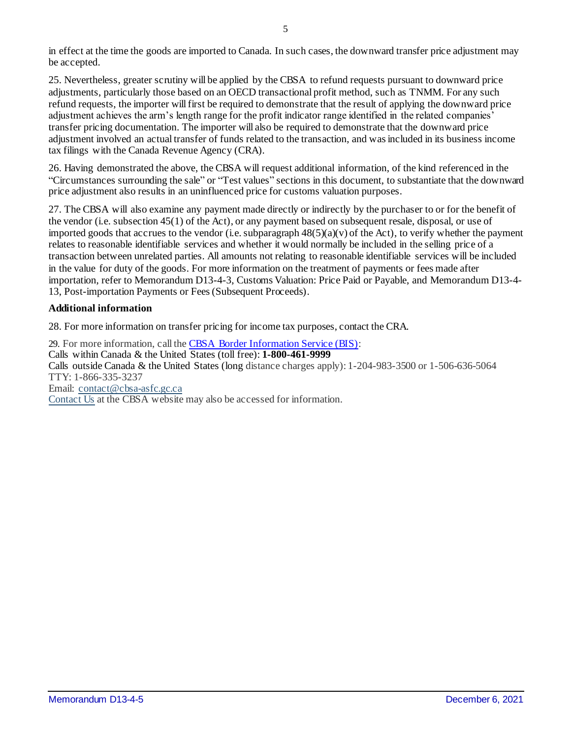in effect at the time the goods are imported to Canada. In such cases, the downward transfer price adjustment may be accepted.

25. Nevertheless, greater scrutiny will be applied by the CBSA to refund requests pursuant to downward price adjustments, particularly those based on an OECD transactional profit method, such as TNMM. For any such refund requests, the importer will first be required to demonstrate that the result of applying the downward price adjustment achieves the arm's length range for the profit indicator range identified in the related companies' transfer pricing documentation. The importer will also be required to demonstrate that the downward price adjustment involved an actual transfer of funds related to the transaction, and was included in its business income tax filings with the Canada Revenue Agency (CRA).

26. Having demonstrated the above, the CBSA will request additional information, of the kind referenced in the "Circumstances surrounding the sale" or "Test values" sections in this document, to substantiate that the downward price adjustment also results in an uninfluenced price for customs valuation purposes.

27. The CBSA will also examine any payment made directly or indirectly by the purchaser to or for the benefit of the vendor (i.e. subsection 45(1) of the Act), or any payment based on subsequent resale, disposal, or use of imported goods that accrues to the vendor (i.e. subparagraph 48(5)(a)(v) of the Act), to verify whether the payment relates to reasonable identifiable services and whether it would normally be included in the selling price of a transaction between unrelated parties. All amounts not relating to reasonable identifiable services will be included in the value for duty of the goods. For more information on the treatment of payments or fees made after importation, refer to Memorandum D13-4-3, Customs Valuation: Price Paid or Payable, and Memorandum D13-4-13, Post-importation Payments or Fees (Subsequent Proceeds).

## Additional information

28. For more information on transfer pricing for income tax purposes, contact the CRA.

29. For more information, call the [CBSA Border Information Service (BIS)](#):
Calls within Canada & the United States (toll free): **1-800-461-9999**
Calls outside Canada & the United States (long distance charges apply): 1-204-983-3500 or 1-506-636-5064
TTY: 1-866-335-3237
Email: contact@cbsa-asfc.gc.ca
[Contact Us](#) at the CBSA website may also be accessed for information.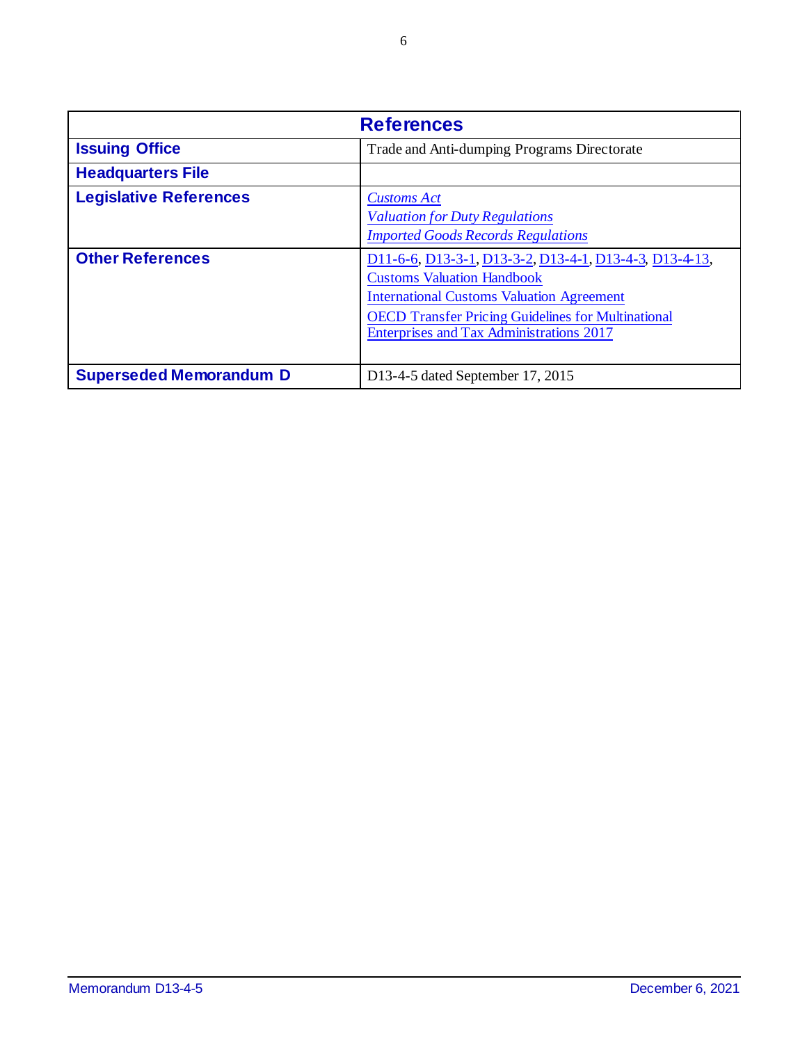| References | |
|---|---|
| **Issuing Office** | Trade and Anti-dumping Programs Directorate |
| **Headquarters File** | |
| **Legislative References** | *Customs Act*<br>*Valuation for Duty Regulations*<br>*Imported Goods Records Regulations* |
| **Other References** | D11-6-6, D13-3-1, D13-3-2, D13-4-1, D13-4-3, D13-4-13,<br>Customs Valuation Handbook<br>International Customs Valuation Agreement<br>OECD Transfer Pricing Guidelines for Multinational Enterprises and Tax Administrations 2017 |
| **Superseded Memorandum D** | D13-4-5 dated September 17, 2015 |